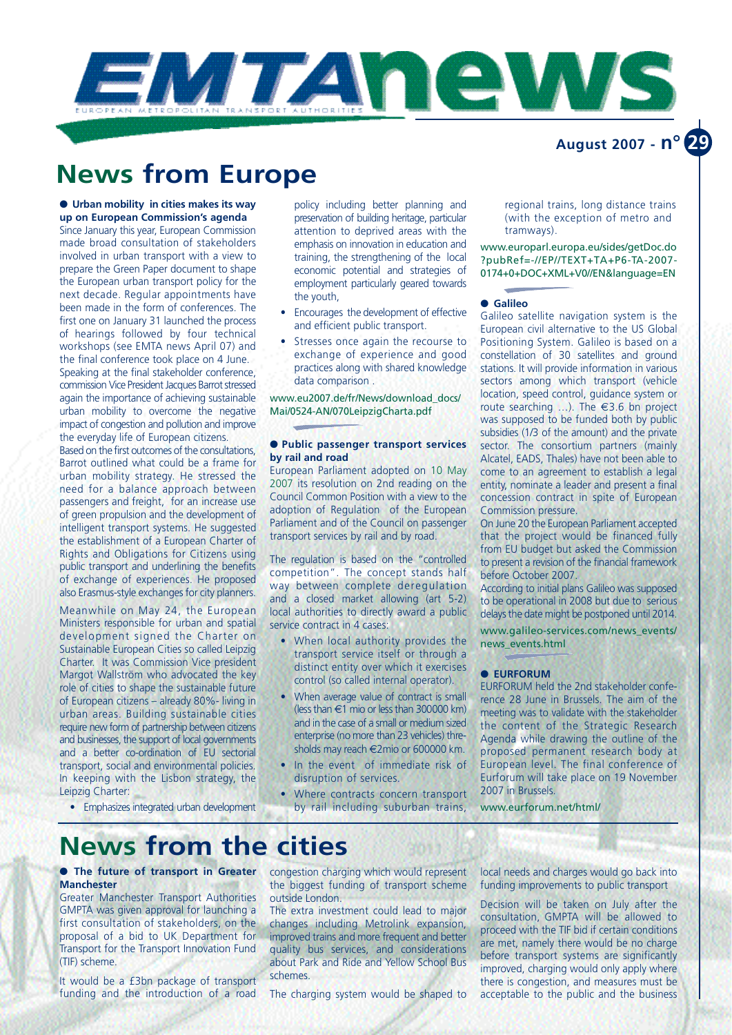# EMTA news

EUROPEAN METROPOLITAN TRANSPORT AUTHORITIES

**August 2007 - n° 29**

# News from Europe

**● Urban mobility in cities makes its way up on European Commission's agenda**

Since January this year, European Commission made broad consultation of stakeholders involved in urban transport with a view to prepare the Green Paper document to shape the European urban transport policy for the next decade. Regular appointments have been made in the form of conferences. The first one on January 31 launched the process of hearings followed by four technical workshops (see EMTA news April 07) and the final conference took place on 4 June.

Speaking at the final stakeholder conference, commission Vice President Jacques Barrot stressed again the importance of achieving sustainable urban mobility to overcome the negative impact of congestion and pollution and improve the everyday life of European citizens.

Based on the first outcomes of the consultations, Barrot outlined what could be a frame for urban mobility strategy. He stressed the need for a balance approach between passengers and freight, for an increase use of green propulsion and the development of intelligent transport systems. He suggested the establishment of a European Charter of Rights and Obligations for Citizens using public transport and underlining the benefits of exchange of experiences. He proposed also Erasmus-style exchanges for city planners.

Meanwhile on May 24, the European Ministers responsible for urban and spatial development signed the Charter on Sustainable European Cities so called Leipzig Charter. It was Commission Vice president Margot Wallström who advocated the key role of cities to shape the sustainable future of European citizens – already 80%- living in urban areas. Building sustainable cities require new form of partnership between citizens and businesses, the support of local governments and a better co-ordination of EU sectorial transport, social and environmental policies. In keeping with the Lisbon strategy, the Leipzig Charter:

- Emphasizes integrated urban development policy including better planning and preservation of building heritage, particular attention to deprived areas with the emphasis on innovation in education and training, the strengthening of the local economic potential and strategies of employment particularly geared towards the youth,
- Encourages the development of effective and efficient public transport.
- Stresses once again the recourse to exchange of experience and good practices along with shared knowledge data comparison .

www.eu2007.de/fr/News/download_docs/Mai/0524-AN/070LeipzigCharta.pdf

**● Public passenger transport services by rail and road**

European Parliament adopted on 10 May 2007 its resolution on 2nd reading on the Council Common Position with a view to the adoption of Regulation of the European Parliament and of the Council on passenger transport services by rail and by road.

The regulation is based on the "controlled competition". The concept stands half way between complete deregulation and a closed market allowing (art 5-2) local authorities to directly award a public service contract in 4 cases:

- When local authority provides the transport service itself or through a distinct entity over which it exercises control (so called internal operator).
- When average value of contract is small (less than €1 mio or less than 300000 km) and in the case of a small or medium sized enterprise (no more than 23 vehicles) thresholds may reach €2mio or 600000 km.
- In the event of immediate risk of disruption of services.
- Where contracts concern transport by rail including suburban trains, regional trains, long distance trains (with the exception of metro and tramways).

www.europarl.europa.eu/sides/getDoc.do?pubRef=-//EP//TEXT+TA+P6-TA-2007-0174+0+DOC+XML+V0//EN&language=EN

**● Galileo**

Galileo satellite navigation system is the European civil alternative to the US Global Positioning System. Galileo is based on a constellation of 30 satellites and ground stations. It will provide information in various sectors among which transport (vehicle location, speed control, guidance system or route searching ...). The €3.6 bn project was supposed to be funded both by public subsidies (1/3 of the amount) and the private sector. The consortium partners (mainly Alcatel, EADS, Thales) have not been able to come to an agreement to establish a legal entity, nominate a leader and present a final concession contract in spite of European Commission pressure.

On June 20 the European Parliament accepted that the project would be financed fully from EU budget but asked the Commission to present a revision of the financial framework before October 2007.

According to initial plans Galileo was supposed to be operational in 2008 but due to serious delays the date might be postponed until 2014.

www.galileo-services.com/news_events/news_events.html

**● EURFORUM**

EURFORUM held the 2nd stakeholder conference 28 June in Brussels. The aim of the meeting was to validate with the stakeholder the content of the Strategic Research Agenda while drawing the outline of the proposed permanent research body at European level. The final conference of Eurforum will take place on 19 November 2007 in Brussels.

www.eurforum.net/html/

# News from the cities

**● The future of transport in Greater Manchester**

Greater Manchester Transport Authorities GMPTA was given approval for launching a first consultation of stakeholders, on the proposal of a bid to UK Department for Transport for the Transport Innovation Fund (TIF) scheme.

It would be a £3bn package of transport funding and the introduction of a road congestion charging which would represent the biggest funding of transport scheme outside London.

The extra investment could lead to major changes including Metrolink expansion, improved trains and more frequent and better quality bus services, and considerations about Park and Ride and Yellow School Bus schemes.

The charging system would be shaped to local needs and charges would go back into funding improvements to public transport

Decision will be taken on July after the consultation, GMPTA will be allowed to proceed with the TIF bid if certain conditions are met, namely there would be no charge before transport systems are significantly improved, charging would only apply where there is congestion, and measures must be acceptable to the public and the business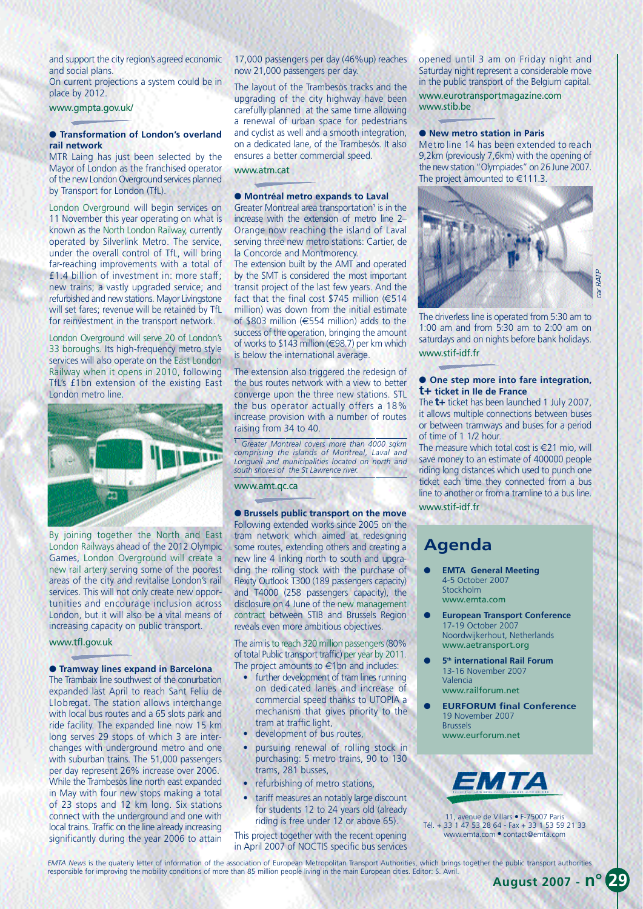and support the city region's agreed economic and social plans.
On current projections a system could be in place by 2012.

www.gmpta.gov.uk/

### ● Transformation of London's overland rail network

MTR Laing has just been selected by the Mayor of London as the franchised operator of the new London Overground services planned by Transport for London (TfL).

London Overground will begin services on 11 November this year operating on what is known as the North London Railway, currently operated by Silverlink Metro. The service, under the overall control of TfL, will bring far-reaching improvements with a total of £1.4 billion of investment in: more staff; new trains; a vastly upgraded service; and refurbished and new stations. Mayor Livingstone will set fares; revenue will be retained by TfL for reinvestment in the transport network.

London Overground will serve 20 of London's 33 boroughs. Its high-frequency metro style services will also operate on the East London Railway when it opens in 2010, following TfL's £1bn extension of the existing East London metro line.

By joining together the North and East London Railways ahead of the 2012 Olympic Games, London Overground will create a new rail artery serving some of the poorest areas of the city and revitalise London's rail services. This will not only create new opportunities and encourage inclusion across London, but it will also be a vital means of increasing capacity on public transport.

www.tfl.gov.uk

### ● Tramway lines expand in Barcelona

The Trambaix line southwest of the conurbation expanded last April to reach Sant Feliu de Llobregat. The station allows interchange with local bus routes and a 65 slots park and ride facility. The expanded line now 15 km long serves 29 stops of which 3 are interchanges with underground metro and one with suburban trains. The 51,000 passengers per day represent 26% increase over 2006. While the Trambesòs line north east expanded in May with four new stops making a total of 23 stops and 12 km long. Six stations connect with the underground and one with local trains. Traffic on the line already increasing significantly during the year 2006 to attain 17,000 passengers per day (46%up) reaches now 21,000 passengers per day.

The layout of the Trambesòs tracks and the upgrading of the city highway have been carefully planned at the same time allowing a renewal of urban space for pedestrians and cyclist as well and a smooth integration, on a dedicated lane, of the Trambesòs. It also ensures a better commercial speed.

www.atm.cat

### ● Montréal metro expands to Laval

Greater Montreal area transportation[1] is in the increase with the extension of metro line 2– Orange now reaching the island of Laval serving three new metro stations: Cartier, de la Concorde and Montmorency.
The extension built by the AMT and operated by the SMT is considered the most important transit project of the last few years. And the fact that the final cost $745 million (€514 million) was down from the initial estimate of $803 million (€554 million) adds to the success of the operation, bringing the amount of works to $143 million (€98.7) per km which is below the international average.

The extension also triggered the redesign of the bus routes network with a view to better converge upon the three new stations. STL the bus operator actually offers a 18% increase provision with a number of routes raising from 34 to 40.

[1] *Greater Montreal covers more than 4000 sqkm comprising the islands of Montreal, Laval and Longueil and municipalities located on north and south shores of the St Lawrence river.*

www.amt.qc.ca

### ● Brussels public transport on the move

Following extended works since 2005 on the tram network which aimed at redesigning some routes, extending others and creating a new line 4 linking north to south and upgrading the rolling stock with the purchase of Flexity Outlook T300 (189 passengers capacity) and T4000 (258 passengers capacity), the disclosure on 4 June of the new management contract between STIB and Brussels Region reveals even more ambitious objectives.

The aim is to reach 320 million passengers (80% of total Public transport traffic) per year by 2011. The project amounts to €1bn and includes:

- further development of tram lines running on dedicated lanes and increase of commercial speed thanks to UTOPIA a mechanism that gives priority to the tram at traffic light,
- development of bus routes,
- pursuing renewal of rolling stock in purchasing: 5 metro trains, 90 to 130 trams, 281 busses,
- refurbishing of metro stations,
- tariff measures an notably large discount for students 12 to 24 years old (already riding is free under 12 or above 65).

This project together with the recent opening in April 2007 of NOCTIS specific bus services opened until 3 am on Friday night and Saturday night represent a considerable move in the public transport of the Belgium capital.

www.eurotransportmagazine.com
www.stib.be

### ● New metro station in Paris

Metro line 14 has been extended to reach 9,2km (previously 7,6km) with the opening of the new station "Olympiades" on 26 June 2007. The project amounted to €111.3.

car RATP

The driverless line is operated from 5:30 am to 1:00 am and from 5:30 am to 2:00 am on saturdays and on nights before bank holidays.

www.stif-idf.fr

### ● One step more into fare integration, t+ ticket in Ile de France

The **t+** ticket has been launched 1 July 2007, it allows multiple connections between buses or between tramways and buses for a period of time of 1 1/2 hour.
The measure which total cost is €21 mio, will save money to an estimate of 400000 people riding long distances which used to punch one ticket each time they connected from a bus line to another or from a tramline to a bus line.

www.stif-idf.fr

## Agenda

- **EMTA General Meeting**
  4-5 October 2007
  Stockholm
  www.emta.com
- **European Transport Conference**
  17-19 October 2007
  Noordwijkerhout, Netherlands
  www.aetransport.org
- **5th international Rail Forum**
  13-16 November 2007
  Valencia
  www.railforum.net
- **EURFORUM final Conference**
  19 November 2007
  Brussels
  www.eurforum.net

EMTA

11, avenue de Villars • F-75007 Paris
Tél. + 33 1 47 53 28 64 - Fax + 33 1 53 59 21 33
www.emta.com • contact@emta.com

*EMTA News* is the quaterly letter of information of the association of European Metropolitan Transport Authorities, which brings together the public transport authorities responsible for improving the mobility conditions of more than 85 million people living in the main European cities. Editor: S. Avril.

**August 2007 - n° 29**